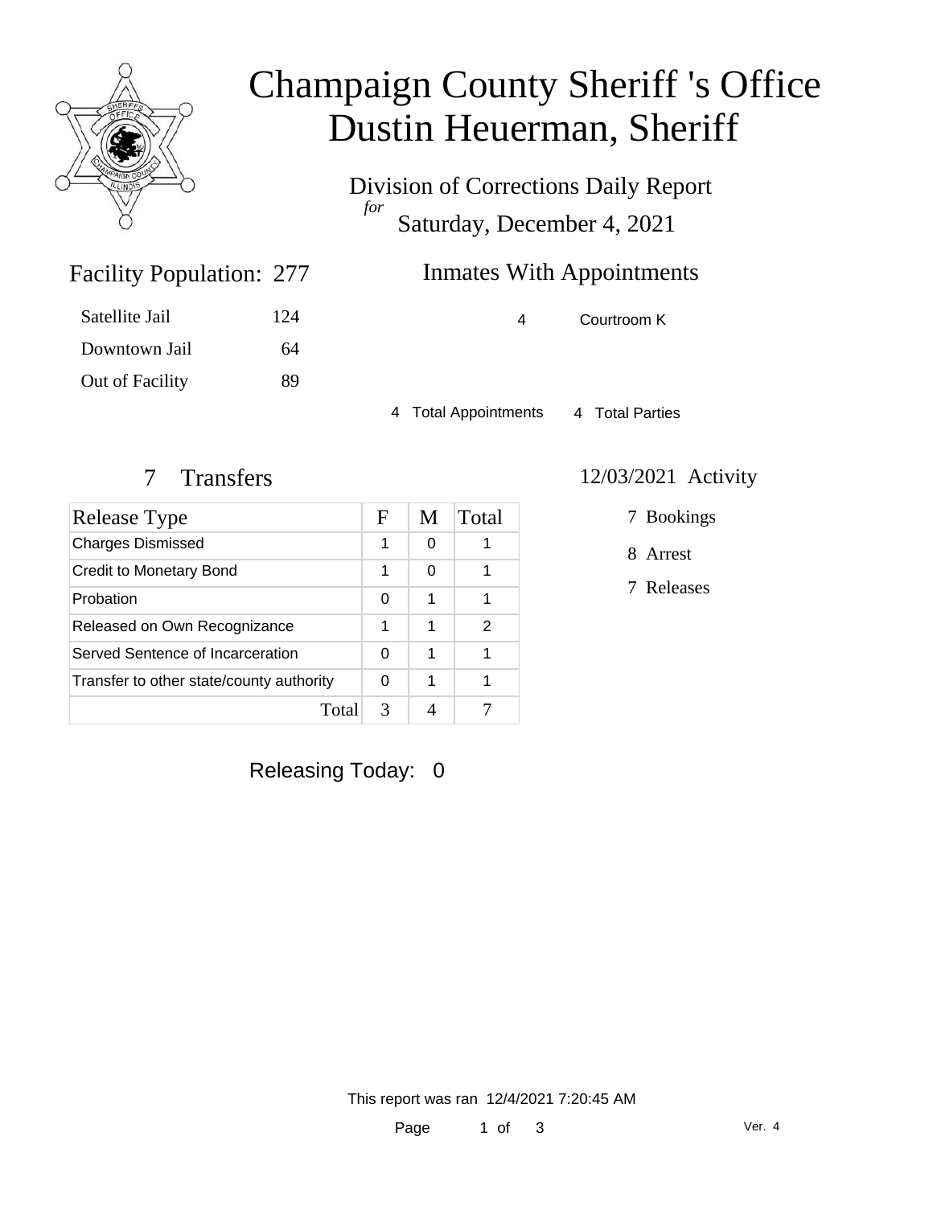# Champaign County Sheriff 's Office
# Dustin Heuerman, Sheriff

Division of Corrections Daily Report

*for*

Saturday, December 4, 2021

## Facility Population: 277

| | |
|---|---|
| Satellite Jail | 124 |
| Downtown Jail | 64 |
| Out of Facility | 89 |

## Inmates With Appointments

| | |
|---|---|
| 4 | Courtroom K |

4 Total Appointments   4 Total Parties

## 7 Transfers

| Release Type | F | M | Total |
|---|---|---|---|
| Charges Dismissed | 1 | 0 | 1 |
| Credit to Monetary Bond | 1 | 0 | 1 |
| Probation | 0 | 1 | 1 |
| Released on Own Recognizance | 1 | 1 | 2 |
| Served Sentence of Incarceration | 0 | 1 | 1 |
| Transfer to other state/county authority | 0 | 1 | 1 |
| Total | 3 | 4 | 7 |

## 12/03/2021 Activity

- 7 Bookings
- 8 Arrest
- 7 Releases

Releasing Today: 0

This report was ran 12/4/2021 7:20:45 AM

Ver. 4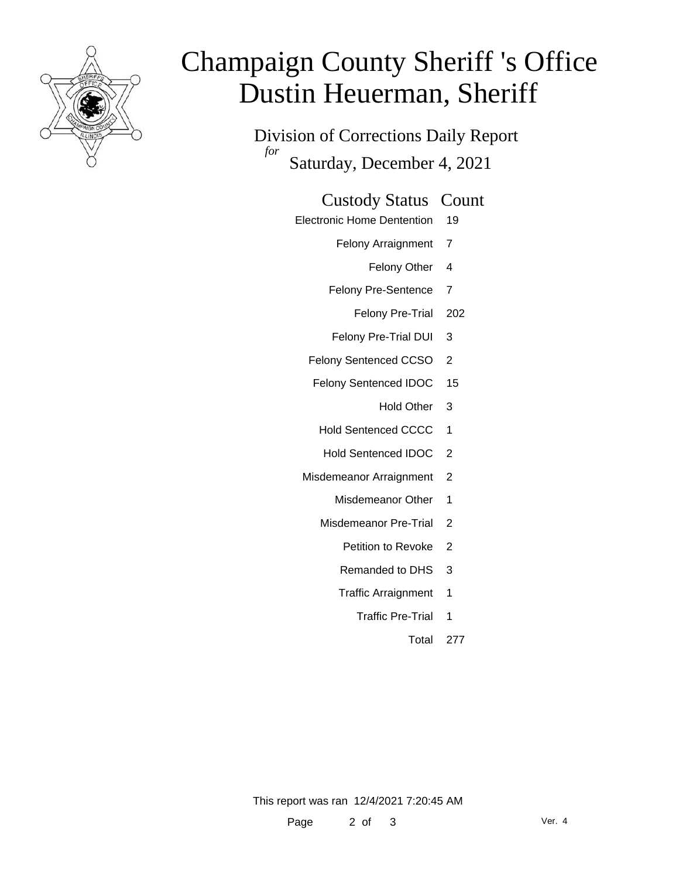# Champaign County Sheriff 's Office
# Dustin Heuerman, Sheriff

## Division of Corrections Daily Report

*for* Saturday, December 4, 2021

| Custody Status | Count |
|---|---|
| Electronic Home Dentention | 19 |
| Felony Arraignment | 7 |
| Felony Other | 4 |
| Felony Pre-Sentence | 7 |
| Felony Pre-Trial | 202 |
| Felony Pre-Trial DUI | 3 |
| Felony Sentenced CCSO | 2 |
| Felony Sentenced IDOC | 15 |
| Hold Other | 3 |
| Hold Sentenced CCCC | 1 |
| Hold Sentenced IDOC | 2 |
| Misdemeanor Arraignment | 2 |
| Misdemeanor Other | 1 |
| Misdemeanor Pre-Trial | 2 |
| Petition to Revoke | 2 |
| Remanded to DHS | 3 |
| Traffic Arraignment | 1 |
| Traffic Pre-Trial | 1 |
| Total | 277 |

This report was ran 12/4/2021 7:20:45 AM

Ver. 4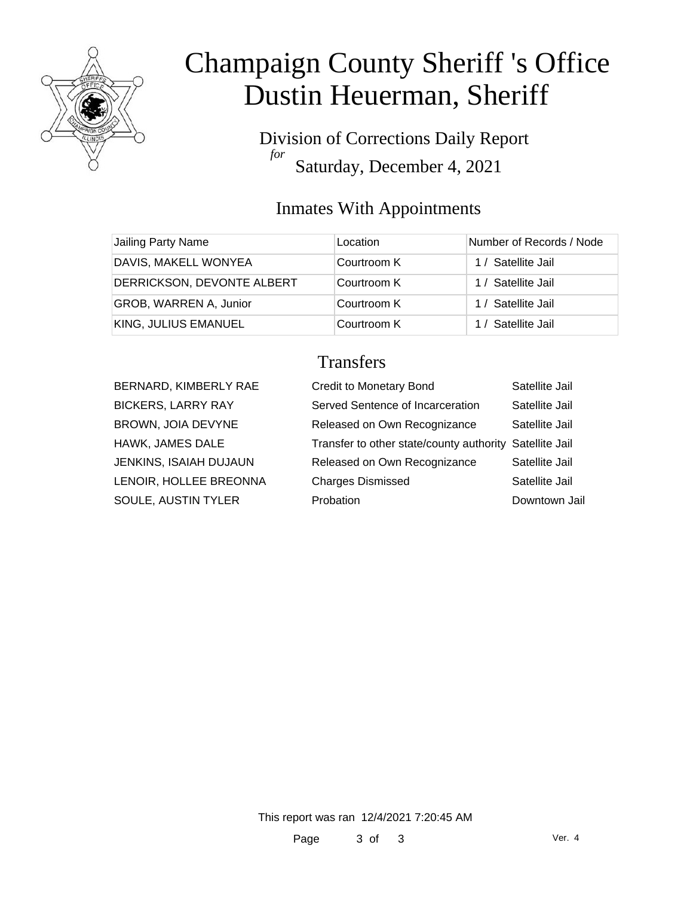# Champaign County Sheriff 's Office
# Dustin Heuerman, Sheriff

Division of Corrections Daily Report
*for*
Saturday, December 4, 2021

## Inmates With Appointments

| Jailing Party Name | Location | Number of Records / Node |
|---|---|---|
| DAVIS, MAKELL WONYEA | Courtroom K | 1 / Satellite Jail |
| DERRICKSON, DEVONTE ALBERT | Courtroom K | 1 / Satellite Jail |
| GROB, WARREN A, Junior | Courtroom K | 1 / Satellite Jail |
| KING, JULIUS EMANUEL | Courtroom K | 1 / Satellite Jail |

## Transfers

| | | |
|---|---|---|
| BERNARD, KIMBERLY RAE | Credit to Monetary Bond | Satellite Jail |
| BICKERS, LARRY RAY | Served Sentence of Incarceration | Satellite Jail |
| BROWN, JOIA DEVYNE | Released on Own Recognizance | Satellite Jail |
| HAWK, JAMES DALE | Transfer to other state/county authority | Satellite Jail |
| JENKINS, ISAIAH DUJAUN | Released on Own Recognizance | Satellite Jail |
| LENOIR, HOLLEE BREONNA | Charges Dismissed | Satellite Jail |
| SOULE, AUSTIN TYLER | Probation | Downtown Jail |

This report was ran 12/4/2021 7:20:45 AM

Ver. 4